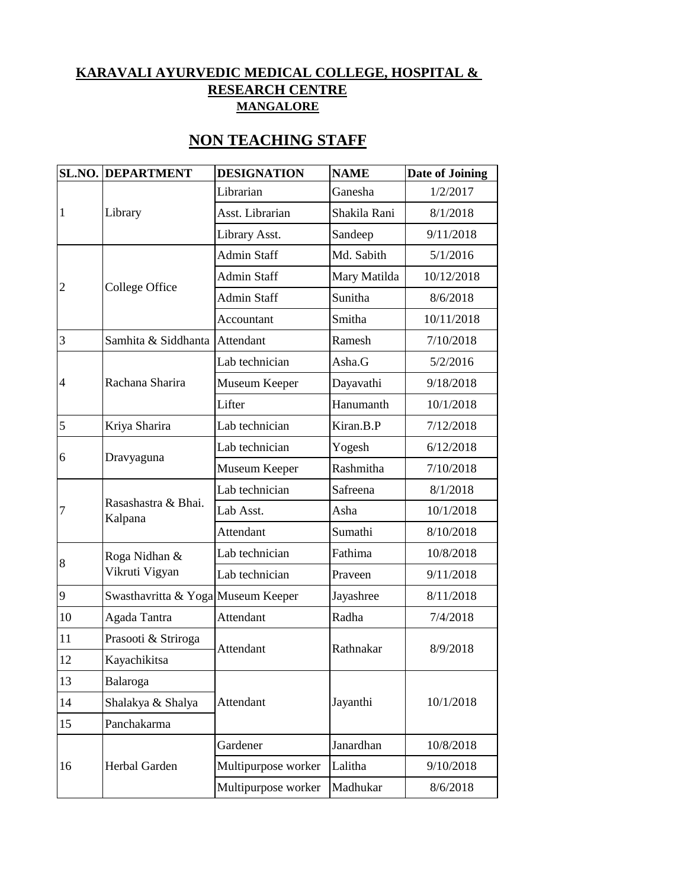# KARAVALI AYURVEDIC MEDICAL COLLEGE, HOSPITAL & RESEARCH CENTRE

### MANGALORE

## NON TEACHING STAFF

| SL.NO. | DEPARTMENT | DESIGNATION | NAME | Date of Joining |
|---|---|---|---|---|
| 1 | Library | Librarian | Ganesha | 1/2/2017 |
| | | Asst. Librarian | Shakila Rani | 8/1/2018 |
| | | Library Asst. | Sandeep | 9/11/2018 |
| 2 | College Office | Admin Staff | Md. Sabith | 5/1/2016 |
| | | Admin Staff | Mary Matilda | 10/12/2018 |
| | | Admin Staff | Sunitha | 8/6/2018 |
| | | Accountant | Smitha | 10/11/2018 |
| 3 | Samhita & Siddhanta | Attendant | Ramesh | 7/10/2018 |
| 4 | Rachana Sharira | Lab technician | Asha.G | 5/2/2016 |
| | | Museum Keeper | Dayavathi | 9/18/2018 |
| | | Lifter | Hanumanth | 10/1/2018 |
| 5 | Kriya Sharira | Lab technician | Kiran.B.P | 7/12/2018 |
| 6 | Dravyaguna | Lab technician | Yogesh | 6/12/2018 |
| | | Museum Keeper | Rashmitha | 7/10/2018 |
| 7 | Rasashastra & Bhai. Kalpana | Lab technician | Safreena | 8/1/2018 |
| | | Lab Asst. | Asha | 10/1/2018 |
| | | Attendant | Sumathi | 8/10/2018 |
| 8 | Roga Nidhan & Vikruti Vigyan | Lab technician | Fathima | 10/8/2018 |
| | | Lab technician | Praveen | 9/11/2018 |
| 9 | Swasthavritta & Yoga | Museum Keeper | Jayashree | 8/11/2018 |
| 10 | Agada Tantra | Attendant | Radha | 7/4/2018 |
| 11 | Prasooti & Striroga | Attendant | Rathnakar | 8/9/2018 |
| 12 | Kayachikitsa | | | |
| 13 | Balaroga | Attendant | Jayanthi | 10/1/2018 |
| 14 | Shalakya & Shalya | | | |
| 15 | Panchakarma | | | |
| 16 | Herbal Garden | Gardener | Janardhan | 10/8/2018 |
| | | Multipurpose worker | Lalitha | 9/10/2018 |
| | | Multipurpose worker | Madhukar | 8/6/2018 |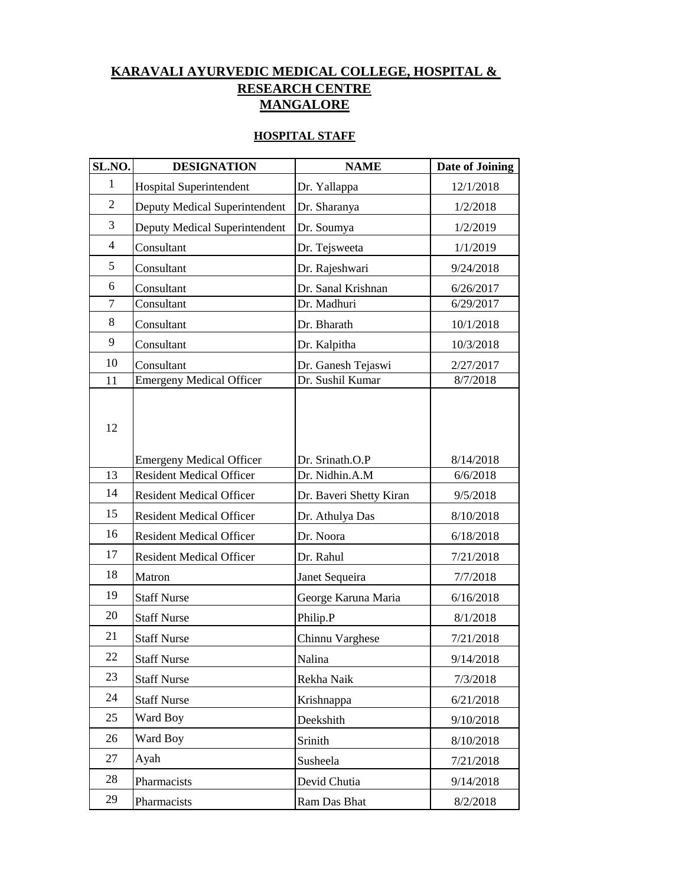**KARAVALI AYURVEDIC MEDICAL COLLEGE, HOSPITAL & RESEARCH CENTRE MANGALORE**

**HOSPITAL STAFF**

| SL.NO. | DESIGNATION | NAME | Date of Joining |
|---|---|---|---|
| 1 | Hospital Superintendent | Dr. Yallappa | 12/1/2018 |
| 2 | Deputy Medical Superintendent | Dr. Sharanya | 1/2/2018 |
| 3 | Deputy Medical Superintendent | Dr. Soumya | 1/2/2019 |
| 4 | Consultant | Dr. Tejsweeta | 1/1/2019 |
| 5 | Consultant | Dr. Rajeshwari | 9/24/2018 |
| 6 | Consultant | Dr. Sanal Krishnan | 6/26/2017 |
| 7 | Consultant | Dr. Madhuri | 6/29/2017 |
| 8 | Consultant | Dr. Bharath | 10/1/2018 |
| 9 | Consultant | Dr. Kalpitha | 10/3/2018 |
| 10 | Consultant | Dr. Ganesh Tejaswi | 2/27/2017 |
| 11 | Emergeny Medical Officer | Dr. Sushil Kumar | 8/7/2018 |
| 12 | Emergeny Medical Officer | Dr. Srinath.O.P | 8/14/2018 |
| 13 | Resident Medical Officer | Dr. Nidhin.A.M | 6/6/2018 |
| 14 | Resident Medical Officer | Dr. Baveri Shetty Kiran | 9/5/2018 |
| 15 | Resident Medical Officer | Dr. Athulya Das | 8/10/2018 |
| 16 | Resident Medical Officer | Dr. Noora | 6/18/2018 |
| 17 | Resident Medical Officer | Dr. Rahul | 7/21/2018 |
| 18 | Matron | Janet Sequeira | 7/7/2018 |
| 19 | Staff Nurse | George Karuna Maria | 6/16/2018 |
| 20 | Staff Nurse | Philip.P | 8/1/2018 |
| 21 | Staff Nurse | Chinnu Varghese | 7/21/2018 |
| 22 | Staff Nurse | Nalina | 9/14/2018 |
| 23 | Staff Nurse | Rekha Naik | 7/3/2018 |
| 24 | Staff Nurse | Krishnappa | 6/21/2018 |
| 25 | Ward Boy | Deekshith | 9/10/2018 |
| 26 | Ward Boy | Srinith | 8/10/2018 |
| 27 | Ayah | Susheela | 7/21/2018 |
| 28 | Pharmacists | Devid Chutia | 9/14/2018 |
| 29 | Pharmacists | Ram Das Bhat | 8/2/2018 |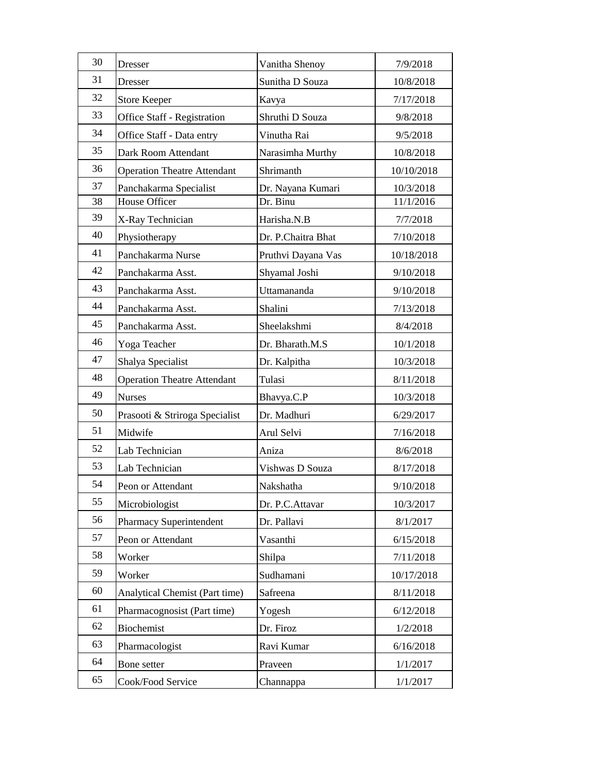| | | | |
|---|---|---|---|
| 30 | Dresser | Vanitha Shenoy | 7/9/2018 |
| 31 | Dresser | Sunitha D Souza | 10/8/2018 |
| 32 | Store Keeper | Kavya | 7/17/2018 |
| 33 | Office Staff - Registration | Shruthi D Souza | 9/8/2018 |
| 34 | Office Staff - Data entry | Vinutha Rai | 9/5/2018 |
| 35 | Dark Room Attendant | Narasimha Murthy | 10/8/2018 |
| 36 | Operation Theatre Attendant | Shrimanth | 10/10/2018 |
| 37 | Panchakarma Specialist | Dr. Nayana Kumari | 10/3/2018 |
| 38 | House Officer | Dr. Binu | 11/1/2016 |
| 39 | X-Ray Technician | Harisha.N.B | 7/7/2018 |
| 40 | Physiotherapy | Dr. P.Chaitra Bhat | 7/10/2018 |
| 41 | Panchakarma Nurse | Pruthvi Dayana Vas | 10/18/2018 |
| 42 | Panchakarma Asst. | Shyamal Joshi | 9/10/2018 |
| 43 | Panchakarma Asst. | Uttamananda | 9/10/2018 |
| 44 | Panchakarma Asst. | Shalini | 7/13/2018 |
| 45 | Panchakarma Asst. | Sheelakshmi | 8/4/2018 |
| 46 | Yoga Teacher | Dr. Bharath.M.S | 10/1/2018 |
| 47 | Shalya Specialist | Dr. Kalpitha | 10/3/2018 |
| 48 | Operation Theatre Attendant | Tulasi | 8/11/2018 |
| 49 | Nurses | Bhavya.C.P | 10/3/2018 |
| 50 | Prasooti & Striroga Specialist | Dr. Madhuri | 6/29/2017 |
| 51 | Midwife | Arul Selvi | 7/16/2018 |
| 52 | Lab Technician | Aniza | 8/6/2018 |
| 53 | Lab Technician | Vishwas D Souza | 8/17/2018 |
| 54 | Peon or Attendant | Nakshatha | 9/10/2018 |
| 55 | Microbiologist | Dr. P.C.Attavar | 10/3/2017 |
| 56 | Pharmacy Superintendent | Dr. Pallavi | 8/1/2017 |
| 57 | Peon or Attendant | Vasanthi | 6/15/2018 |
| 58 | Worker | Shilpa | 7/11/2018 |
| 59 | Worker | Sudhamani | 10/17/2018 |
| 60 | Analytical Chemist (Part time) | Safreena | 8/11/2018 |
| 61 | Pharmacognosist (Part time) | Yogesh | 6/12/2018 |
| 62 | Biochemist | Dr. Firoz | 1/2/2018 |
| 63 | Pharmacologist | Ravi Kumar | 6/16/2018 |
| 64 | Bone setter | Praveen | 1/1/2017 |
| 65 | Cook/Food Service | Channappa | 1/1/2017 |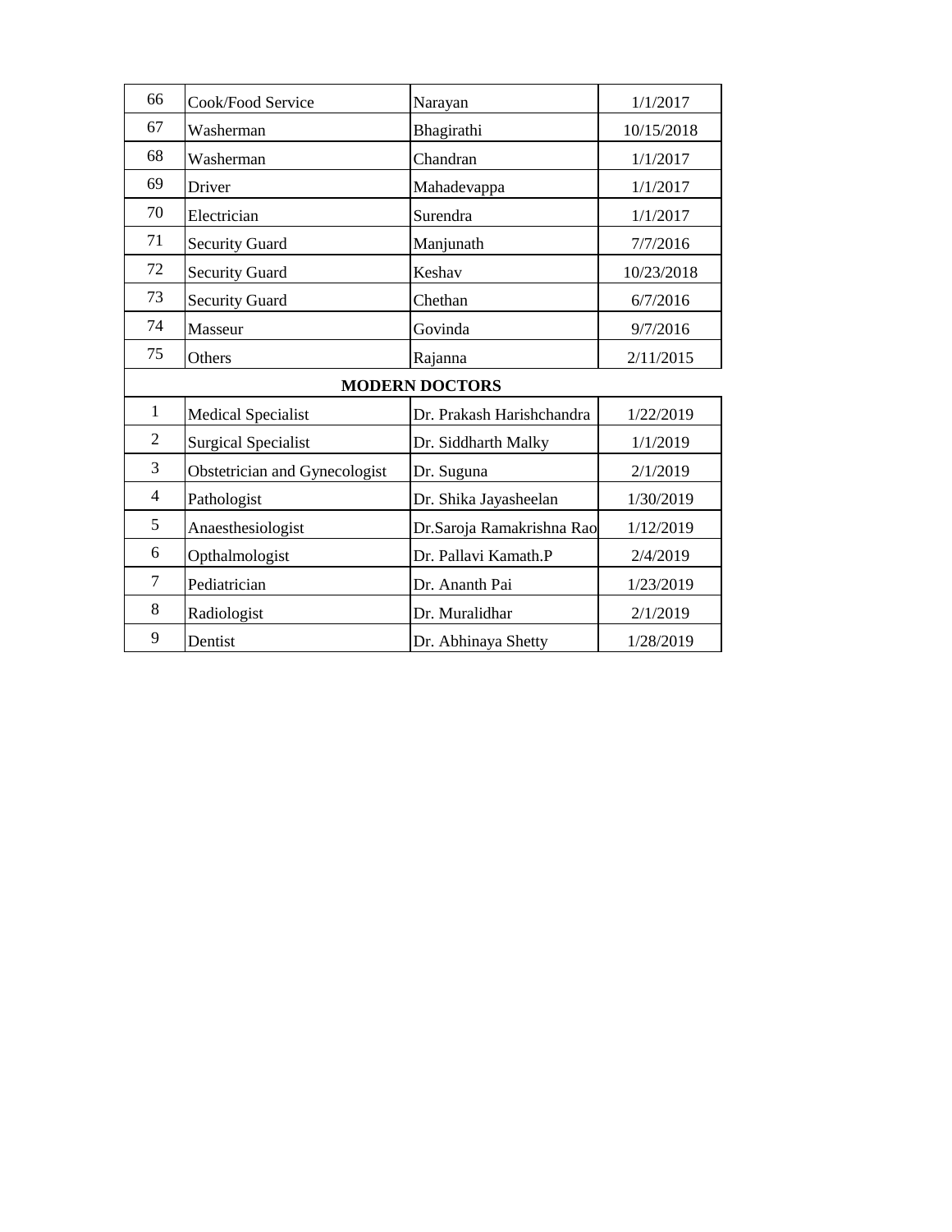| | | | |
|---|---|---|---|
| 66 | Cook/Food Service | Narayan | 1/1/2017 |
| 67 | Washerman | Bhagirathi | 10/15/2018 |
| 68 | Washerman | Chandran | 1/1/2017 |
| 69 | Driver | Mahadevappa | 1/1/2017 |
| 70 | Electrician | Surendra | 1/1/2017 |
| 71 | Security Guard | Manjunath | 7/7/2016 |
| 72 | Security Guard | Keshav | 10/23/2018 |
| 73 | Security Guard | Chethan | 6/7/2016 |
| 74 | Masseur | Govinda | 9/7/2016 |
| 75 | Others | Rajanna | 2/11/2015 |
| **MODERN DOCTORS** | | | |
| 1 | Medical Specialist | Dr. Prakash Harishchandra | 1/22/2019 |
| 2 | Surgical Specialist | Dr. Siddharth Malky | 1/1/2019 |
| 3 | Obstetrician and Gynecologist | Dr. Suguna | 2/1/2019 |
| 4 | Pathologist | Dr. Shika Jayasheelan | 1/30/2019 |
| 5 | Anaesthesiologist | Dr.Saroja Ramakrishna Rao | 1/12/2019 |
| 6 | Opthalmologist | Dr. Pallavi Kamath.P | 2/4/2019 |
| 7 | Pediatrician | Dr. Ananth Pai | 1/23/2019 |
| 8 | Radiologist | Dr. Muralidhar | 2/1/2019 |
| 9 | Dentist | Dr. Abhinaya Shetty | 1/28/2019 |